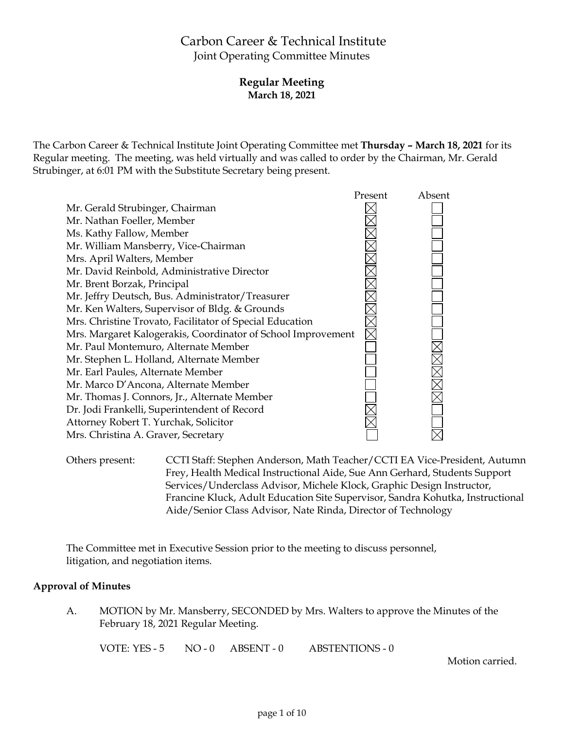# Carbon Career & Technical Institute

Joint Operating Committee Minutes

**Regular Meeting**
**March 18, 2021**

The Carbon Career & Technical Institute Joint Operating Committee met **Thursday – March 18, 2021** for its Regular meeting. The meeting, was held virtually and was called to order by the Chairman, Mr. Gerald Strubinger, at 6:01 PM with the Substitute Secretary being present.

| | Present | Absent |
|---|---|---|
| Mr. Gerald Strubinger, Chairman | ☒ | ☐ |
| Mr. Nathan Foeller, Member | ☒ | ☐ |
| Ms. Kathy Fallow, Member | ☒ | ☐ |
| Mr. William Mansberry, Vice-Chairman | ☒ | ☐ |
| Mrs. April Walters, Member | ☒ | ☐ |
| Mr. David Reinbold, Administrative Director | ☒ | ☐ |
| Mr. Brent Borzak, Principal | ☒ | ☐ |
| Mr. Jeffry Deutsch, Bus. Administrator/Treasurer | ☒ | ☐ |
| Mr. Ken Walters, Supervisor of Bldg. & Grounds | ☒ | ☐ |
| Mrs. Christine Trovato, Facilitator of Special Education | ☒ | ☐ |
| Mrs. Margaret Kalogerakis, Coordinator of School Improvement | ☒ | ☐ |
| Mr. Paul Montemuro, Alternate Member | ☐ | ☒ |
| Mr. Stephen L. Holland, Alternate Member | ☐ | ☒ |
| Mr. Earl Paules, Alternate Member | ☐ | ☒ |
| Mr. Marco D'Ancona, Alternate Member | ☐ | ☒ |
| Mr. Thomas J. Connors, Jr., Alternate Member | ☐ | ☒ |
| Dr. Jodi Frankelli, Superintendent of Record | ☒ | ☐ |
| Attorney Robert T. Yurchak, Solicitor | ☒ | ☐ |
| Mrs. Christina A. Graver, Secretary | ☐ | ☒ |

Others present: CCTI Staff: Stephen Anderson, Math Teacher/CCTI EA Vice-President, Autumn Frey, Health Medical Instructional Aide, Sue Ann Gerhard, Students Support Services/Underclass Advisor, Michele Klock, Graphic Design Instructor, Francine Kluck, Adult Education Site Supervisor, Sandra Kohutka, Instructional Aide/Senior Class Advisor, Nate Rinda, Director of Technology

The Committee met in Executive Session prior to the meeting to discuss personnel, litigation, and negotiation items.

**Approval of Minutes**

A. MOTION by Mr. Mansberry, SECONDED by Mrs. Walters to approve the Minutes of the February 18, 2021 Regular Meeting.

VOTE: YES - 5 NO - 0 ABSENT - 0 ABSTENTIONS - 0

Motion carried.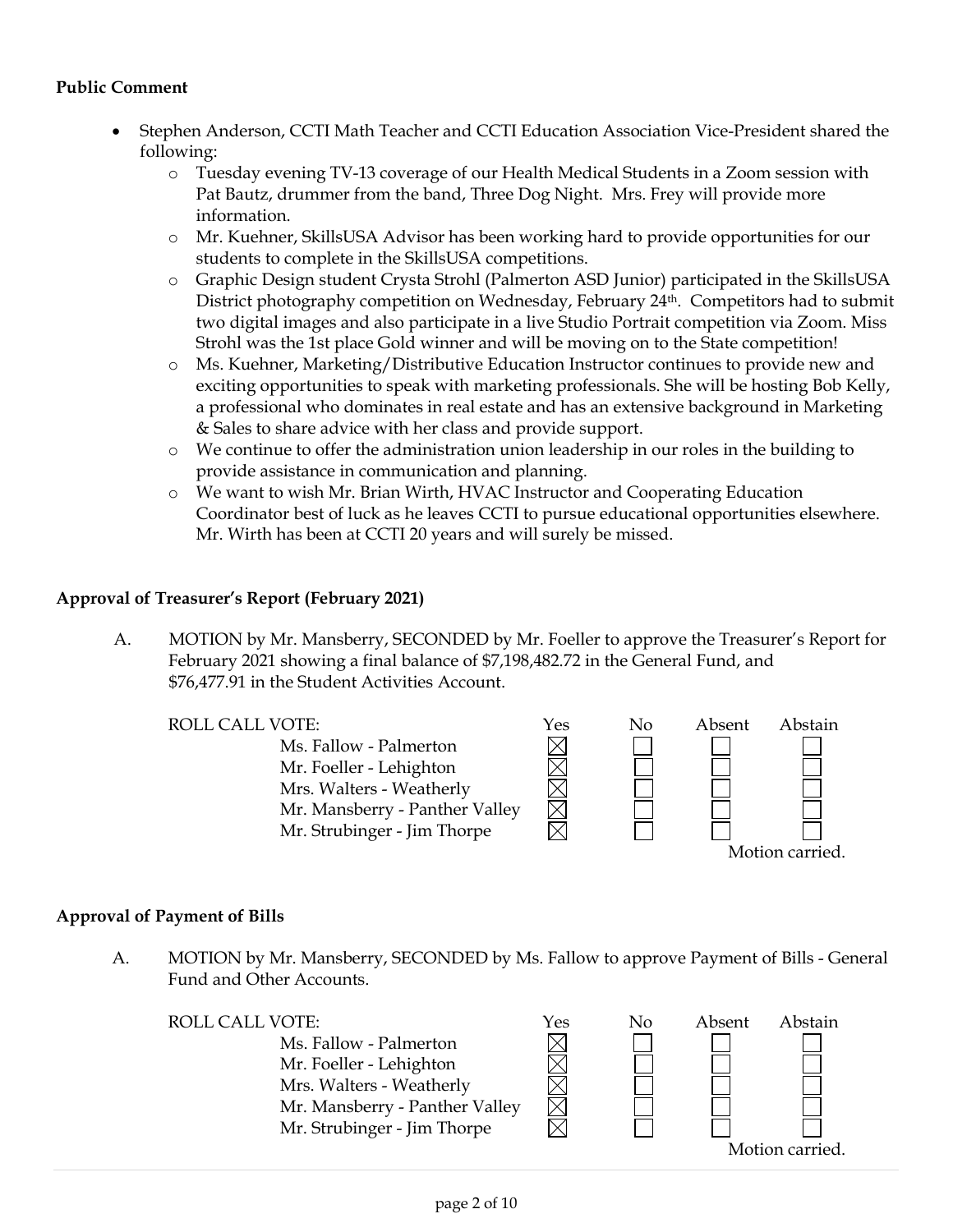**Public Comment**

- Stephen Anderson, CCTI Math Teacher and CCTI Education Association Vice-President shared the following:
    - Tuesday evening TV-13 coverage of our Health Medical Students in a Zoom session with Pat Bautz, drummer from the band, Three Dog Night. Mrs. Frey will provide more information.
    - Mr. Kuehner, SkillsUSA Advisor has been working hard to provide opportunities for our students to complete in the SkillsUSA competitions.
    - Graphic Design student Crysta Strohl (Palmerton ASD Junior) participated in the SkillsUSA District photography competition on Wednesday, February 24th. Competitors had to submit two digital images and also participate in a live Studio Portrait competition via Zoom. Miss Strohl was the 1st place Gold winner and will be moving on to the State competition!
    - Ms. Kuehner, Marketing/Distributive Education Instructor continues to provide new and exciting opportunities to speak with marketing professionals. She will be hosting Bob Kelly, a professional who dominates in real estate and has an extensive background in Marketing & Sales to share advice with her class and provide support.
    - We continue to offer the administration union leadership in our roles in the building to provide assistance in communication and planning.
    - We want to wish Mr. Brian Wirth, HVAC Instructor and Cooperating Education Coordinator best of luck as he leaves CCTI to pursue educational opportunities elsewhere. Mr. Wirth has been at CCTI 20 years and will surely be missed.

**Approval of Treasurer's Report (February 2021)**

A. MOTION by Mr. Mansberry, SECONDED by Mr. Foeller to approve the Treasurer's Report for February 2021 showing a final balance of $7,198,482.72 in the General Fund, and $76,477.91 in the Student Activities Account.

| ROLL CALL VOTE: | Yes | No | Absent | Abstain |
|---|---|---|---|---|
| Ms. Fallow - Palmerton | ☒ | ☐ | ☐ | ☐ |
| Mr. Foeller - Lehighton | ☒ | ☐ | ☐ | ☐ |
| Mrs. Walters - Weatherly | ☒ | ☐ | ☐ | ☐ |
| Mr. Mansberry - Panther Valley | ☒ | ☐ | ☐ | ☐ |
| Mr. Strubinger - Jim Thorpe | ☒ | ☐ | ☐ | ☐ |

Motion carried.

**Approval of Payment of Bills**

A. MOTION by Mr. Mansberry, SECONDED by Ms. Fallow to approve Payment of Bills - General Fund and Other Accounts.

| ROLL CALL VOTE: | Yes | No | Absent | Abstain |
|---|---|---|---|---|
| Ms. Fallow - Palmerton | ☒ | ☐ | ☐ | ☐ |
| Mr. Foeller - Lehighton | ☒ | ☐ | ☐ | ☐ |
| Mrs. Walters - Weatherly | ☒ | ☐ | ☐ | ☐ |
| Mr. Mansberry - Panther Valley | ☒ | ☐ | ☐ | ☐ |
| Mr. Strubinger - Jim Thorpe | ☒ | ☐ | ☐ | ☐ |

Motion carried.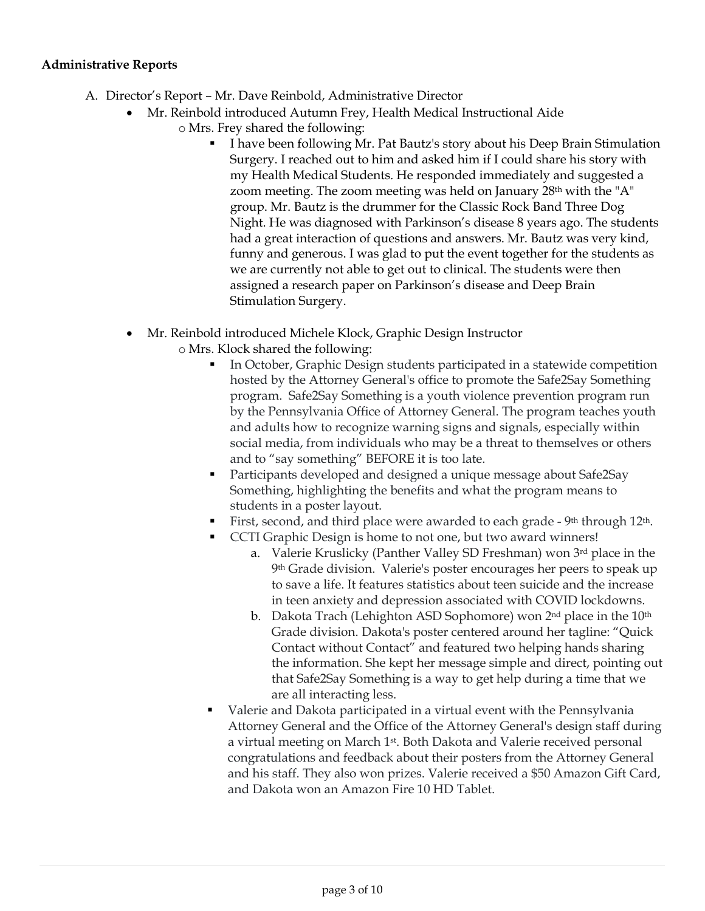**Administrative Reports**

A. Director's Report – Mr. Dave Reinbold, Administrative Director

- Mr. Reinbold introduced Autumn Frey, Health Medical Instructional Aide
    - Mrs. Frey shared the following:
        - I have been following Mr. Pat Bautz's story about his Deep Brain Stimulation Surgery. I reached out to him and asked him if I could share his story with my Health Medical Students. He responded immediately and suggested a zoom meeting. The zoom meeting was held on January 28th with the "A" group. Mr. Bautz is the drummer for the Classic Rock Band Three Dog Night. He was diagnosed with Parkinson's disease 8 years ago. The students had a great interaction of questions and answers. Mr. Bautz was very kind, funny and generous. I was glad to put the event together for the students as we are currently not able to get out to clinical. The students were then assigned a research paper on Parkinson's disease and Deep Brain Stimulation Surgery.

- Mr. Reinbold introduced Michele Klock, Graphic Design Instructor
    - Mrs. Klock shared the following:
        - In October, Graphic Design students participated in a statewide competition hosted by the Attorney General's office to promote the Safe2Say Something program. Safe2Say Something is a youth violence prevention program run by the Pennsylvania Office of Attorney General. The program teaches youth and adults how to recognize warning signs and signals, especially within social media, from individuals who may be a threat to themselves or others and to "say something" BEFORE it is too late.
        - Participants developed and designed a unique message about Safe2Say Something, highlighting the benefits and what the program means to students in a poster layout.
        - First, second, and third place were awarded to each grade - 9th through 12th.
        - CCTI Graphic Design is home to not one, but two award winners!
            a. Valerie Kruslicky (Panther Valley SD Freshman) won 3rd place in the 9th Grade division. Valerie's poster encourages her peers to speak up to save a life. It features statistics about teen suicide and the increase in teen anxiety and depression associated with COVID lockdowns.
            b. Dakota Trach (Lehighton ASD Sophomore) won 2nd place in the 10th Grade division. Dakota's poster centered around her tagline: "Quick Contact without Contact" and featured two helping hands sharing the information. She kept her message simple and direct, pointing out that Safe2Say Something is a way to get help during a time that we are all interacting less.
        - Valerie and Dakota participated in a virtual event with the Pennsylvania Attorney General and the Office of the Attorney General's design staff during a virtual meeting on March 1st. Both Dakota and Valerie received personal congratulations and feedback about their posters from the Attorney General and his staff. They also won prizes. Valerie received a $50 Amazon Gift Card, and Dakota won an Amazon Fire 10 HD Tablet.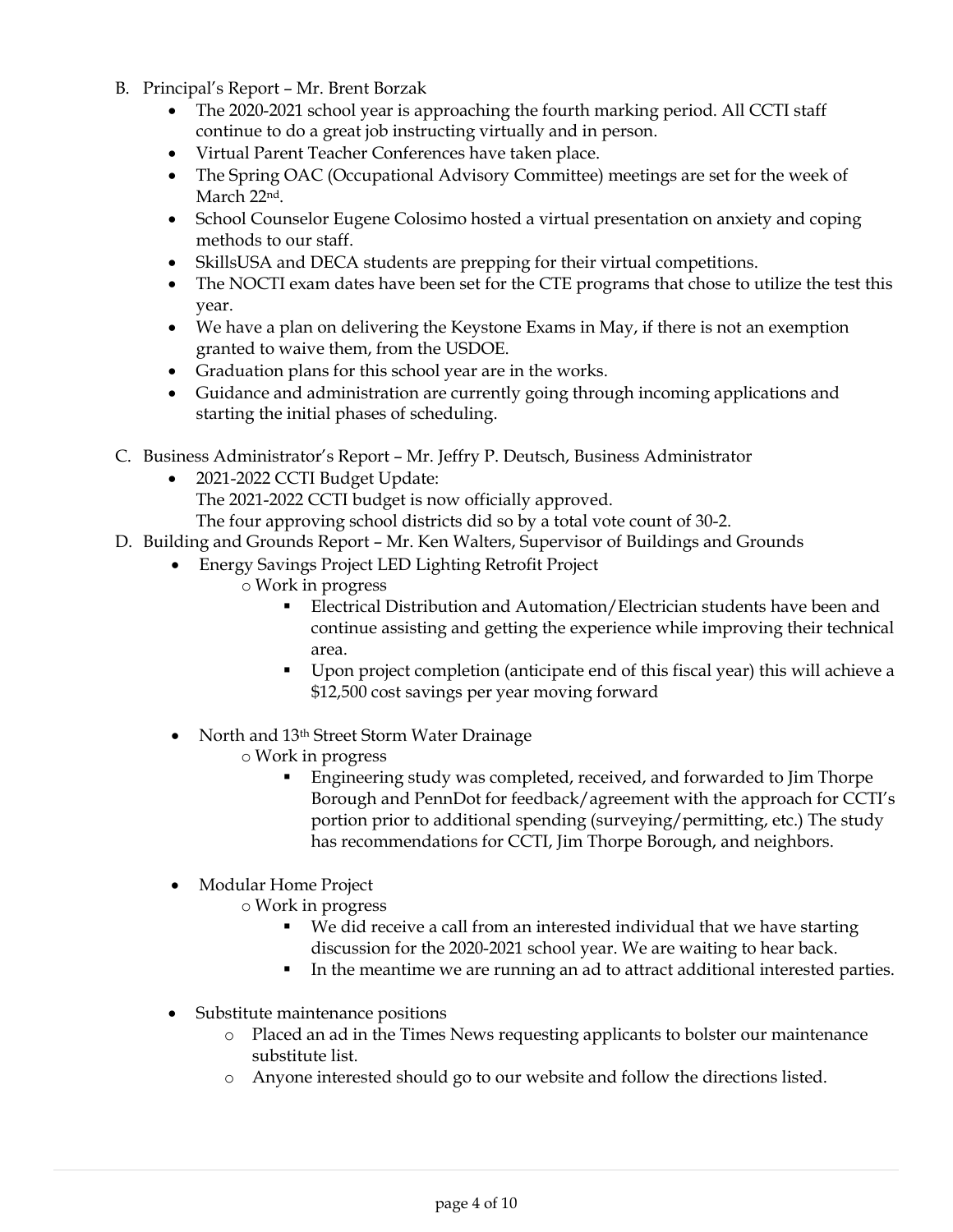B. Principal's Report – Mr. Brent Borzak

- The 2020-2021 school year is approaching the fourth marking period. All CCTI staff continue to do a great job instructing virtually and in person.
- Virtual Parent Teacher Conferences have taken place.
- The Spring OAC (Occupational Advisory Committee) meetings are set for the week of March 22nd.
- School Counselor Eugene Colosimo hosted a virtual presentation on anxiety and coping methods to our staff.
- SkillsUSA and DECA students are prepping for their virtual competitions.
- The NOCTI exam dates have been set for the CTE programs that chose to utilize the test this year.
- We have a plan on delivering the Keystone Exams in May, if there is not an exemption granted to waive them, from the USDOE.
- Graduation plans for this school year are in the works.
- Guidance and administration are currently going through incoming applications and starting the initial phases of scheduling.

C. Business Administrator's Report – Mr. Jeffry P. Deutsch, Business Administrator

- 2021-2022 CCTI Budget Update:
  The 2021-2022 CCTI budget is now officially approved.
  The four approving school districts did so by a total vote count of 30-2.

D. Building and Grounds Report – Mr. Ken Walters, Supervisor of Buildings and Grounds

- Energy Savings Project LED Lighting Retrofit Project
  - Work in progress
    - Electrical Distribution and Automation/Electrician students have been and continue assisting and getting the experience while improving their technical area.
    - Upon project completion (anticipate end of this fiscal year) this will achieve a $12,500 cost savings per year moving forward

- North and 13th Street Storm Water Drainage
  - Work in progress
    - Engineering study was completed, received, and forwarded to Jim Thorpe Borough and PennDot for feedback/agreement with the approach for CCTI's portion prior to additional spending (surveying/permitting, etc.) The study has recommendations for CCTI, Jim Thorpe Borough, and neighbors.

- Modular Home Project
  - Work in progress
    - We did receive a call from an interested individual that we have starting discussion for the 2020-2021 school year. We are waiting to hear back.
    - In the meantime we are running an ad to attract additional interested parties.

- Substitute maintenance positions
  - Placed an ad in the Times News requesting applicants to bolster our maintenance substitute list.
  - Anyone interested should go to our website and follow the directions listed.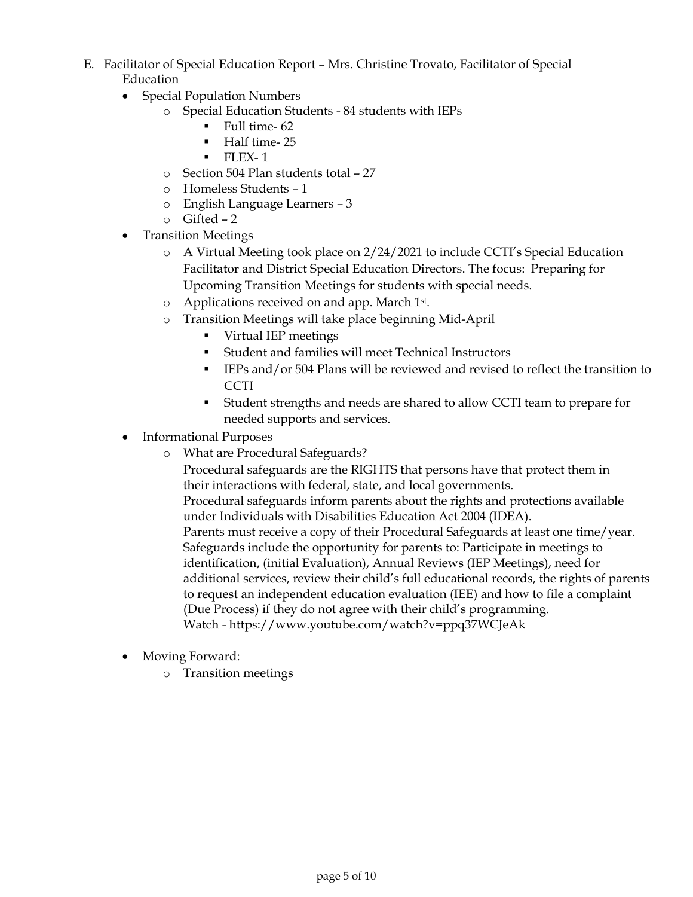E. Facilitator of Special Education Report – Mrs. Christine Trovato, Facilitator of Special Education

- Special Population Numbers
  - Special Education Students - 84 students with IEPs
    - Full time- 62
    - Half time- 25
    - FLEX- 1
  - Section 504 Plan students total – 27
  - Homeless Students – 1
  - English Language Learners – 3
  - Gifted – 2
- Transition Meetings
  - A Virtual Meeting took place on 2/24/2021 to include CCTI's Special Education Facilitator and District Special Education Directors. The focus: Preparing for Upcoming Transition Meetings for students with special needs.
  - Applications received on and app. March 1st.
  - Transition Meetings will take place beginning Mid-April
    - Virtual IEP meetings
    - Student and families will meet Technical Instructors
    - IEPs and/or 504 Plans will be reviewed and revised to reflect the transition to CCTI
    - Student strengths and needs are shared to allow CCTI team to prepare for needed supports and services.
- Informational Purposes
  - What are Procedural Safeguards?

    Procedural safeguards are the RIGHTS that persons have that protect them in their interactions with federal, state, and local governments.

    Procedural safeguards inform parents about the rights and protections available under Individuals with Disabilities Education Act 2004 (IDEA).

    Parents must receive a copy of their Procedural Safeguards at least one time/year.

    Safeguards include the opportunity for parents to: Participate in meetings to identification, (initial Evaluation), Annual Reviews (IEP Meetings), need for additional services, review their child's full educational records, the rights of parents to request an independent education evaluation (IEE) and how to file a complaint (Due Process) if they do not agree with their child's programming.

    Watch - https://www.youtube.com/watch?v=ppq37WCJeAk
- Moving Forward:
  - Transition meetings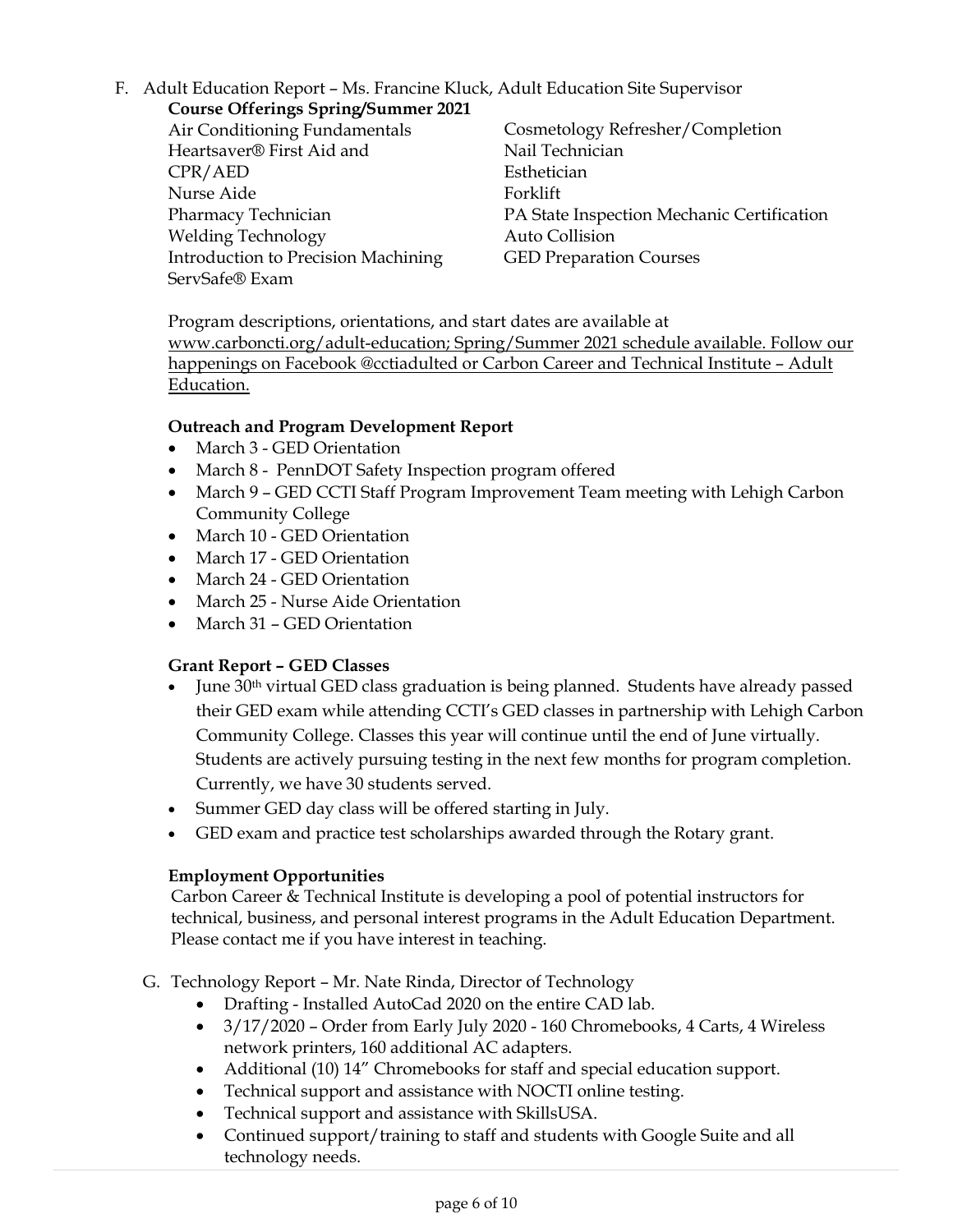F. Adult Education Report – Ms. Francine Kluck, Adult Education Site Supervisor

**Course Offerings Spring/Summer 2021**

- Air Conditioning Fundamentals
- Heartsaver® First Aid and CPR/AED
- Nurse Aide
- Pharmacy Technician
- Welding Technology
- Introduction to Precision Machining
- ServSafe® Exam
- Cosmetology Refresher/Completion
- Nail Technician
- Esthetician
- Forklift
- PA State Inspection Mechanic Certification
- Auto Collision
- GED Preparation Courses

Program descriptions, orientations, and start dates are available at www.carboncti.org/adult-education; Spring/Summer 2021 schedule available. Follow our happenings on Facebook @cctiadulted or Carbon Career and Technical Institute – Adult Education.

**Outreach and Program Development Report**

- March 3 - GED Orientation
- March 8 - PennDOT Safety Inspection program offered
- March 9 – GED CCTI Staff Program Improvement Team meeting with Lehigh Carbon Community College
- March 10 - GED Orientation
- March 17 - GED Orientation
- March 24 - GED Orientation
- March 25 - Nurse Aide Orientation
- March 31 – GED Orientation

**Grant Report – GED Classes**

- June 30th virtual GED class graduation is being planned. Students have already passed their GED exam while attending CCTI's GED classes in partnership with Lehigh Carbon Community College. Classes this year will continue until the end of June virtually. Students are actively pursuing testing in the next few months for program completion. Currently, we have 30 students served.
- Summer GED day class will be offered starting in July.
- GED exam and practice test scholarships awarded through the Rotary grant.

**Employment Opportunities**

Carbon Career & Technical Institute is developing a pool of potential instructors for technical, business, and personal interest programs in the Adult Education Department. Please contact me if you have interest in teaching.

G. Technology Report – Mr. Nate Rinda, Director of Technology

- Drafting - Installed AutoCad 2020 on the entire CAD lab.
- 3/17/2020 – Order from Early July 2020 - 160 Chromebooks, 4 Carts, 4 Wireless network printers, 160 additional AC adapters.
- Additional (10) 14" Chromebooks for staff and special education support.
- Technical support and assistance with NOCTI online testing.
- Technical support and assistance with SkillsUSA.
- Continued support/training to staff and students with Google Suite and all technology needs.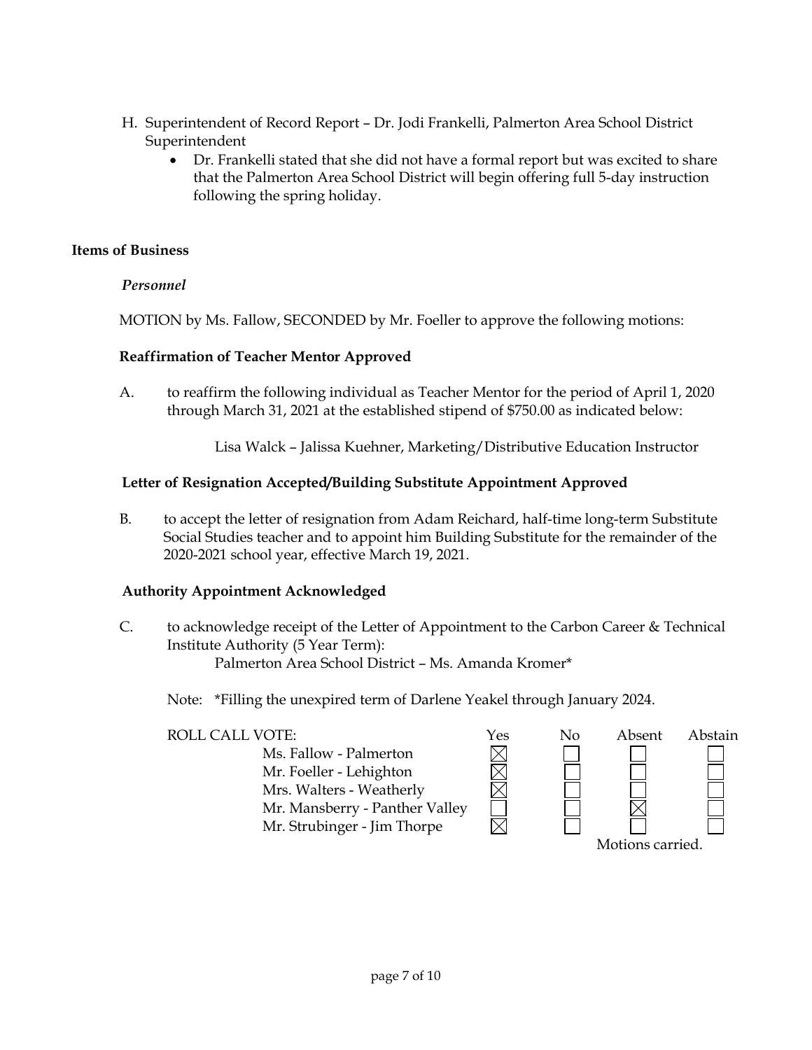H. Superintendent of Record Report – Dr. Jodi Frankelli, Palmerton Area School District Superintendent
   - Dr. Frankelli stated that she did not have a formal report but was excited to share that the Palmerton Area School District will begin offering full 5-day instruction following the spring holiday.

## Items of Business

### *Personnel*

MOTION by Ms. Fallow, SECONDED by Mr. Foeller to approve the following motions:

**Reaffirmation of Teacher Mentor Approved**

A. to reaffirm the following individual as Teacher Mentor for the period of April 1, 2020 through March 31, 2021 at the established stipend of $750.00 as indicated below:

Lisa Walck – Jalissa Kuehner, Marketing/Distributive Education Instructor

**Letter of Resignation Accepted/Building Substitute Appointment Approved**

B. to accept the letter of resignation from Adam Reichard, half-time long-term Substitute Social Studies teacher and to appoint him Building Substitute for the remainder of the 2020-2021 school year, effective March 19, 2021.

**Authority Appointment Acknowledged**

C. to acknowledge receipt of the Letter of Appointment to the Carbon Career & Technical Institute Authority (5 Year Term):
Palmerton Area School District – Ms. Amanda Kromer*

Note: *Filling the unexpired term of Darlene Yeakel through January 2024.

| ROLL CALL VOTE: | Yes | No | Absent | Abstain |
|---|---|---|---|---|
| Ms. Fallow - Palmerton | ☒ | ☐ | ☐ | ☐ |
| Mr. Foeller - Lehighton | ☒ | ☐ | ☐ | ☐ |
| Mrs. Walters - Weatherly | ☒ | ☐ | ☐ | ☐ |
| Mr. Mansberry - Panther Valley | ☐ | ☐ | ☒ | ☐ |
| Mr. Strubinger - Jim Thorpe | ☒ | ☐ | ☐ | ☐ |

Motions carried.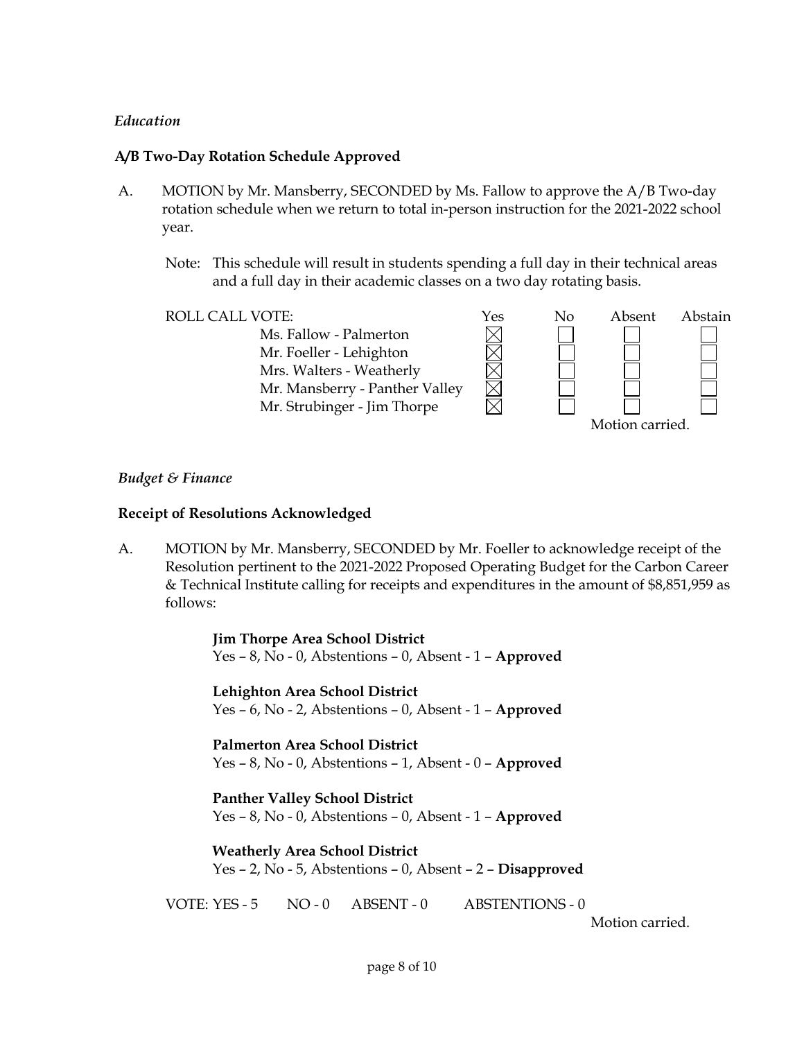*Education*

**A/B Two-Day Rotation Schedule Approved**

A. MOTION by Mr. Mansberry, SECONDED by Ms. Fallow to approve the A/B Two-day rotation schedule when we return to total in-person instruction for the 2021-2022 school year.

Note: This schedule will result in students spending a full day in their technical areas and a full day in their academic classes on a two day rotating basis.

| ROLL CALL VOTE: | Yes | No | Absent | Abstain |
|---|---|---|---|---|
| Ms. Fallow - Palmerton | ☒ | ☐ | ☐ | ☐ |
| Mr. Foeller - Lehighton | ☒ | ☐ | ☐ | ☐ |
| Mrs. Walters - Weatherly | ☒ | ☐ | ☐ | ☐ |
| Mr. Mansberry - Panther Valley | ☒ | ☐ | ☐ | ☐ |
| Mr. Strubinger - Jim Thorpe | ☒ | ☐ | ☐ | ☐ |

Motion carried.

*Budget & Finance*

**Receipt of Resolutions Acknowledged**

A. MOTION by Mr. Mansberry, SECONDED by Mr. Foeller to acknowledge receipt of the Resolution pertinent to the 2021-2022 Proposed Operating Budget for the Carbon Career & Technical Institute calling for receipts and expenditures in the amount of $8,851,959 as follows:

**Jim Thorpe Area School District**
Yes – 8, No - 0, Abstentions – 0, Absent - 1 – **Approved**

**Lehighton Area School District**
Yes – 6, No - 2, Abstentions – 0, Absent - 1 – **Approved**

**Palmerton Area School District**
Yes – 8, No - 0, Abstentions – 1, Absent - 0 – **Approved**

**Panther Valley School District**
Yes – 8, No - 0, Abstentions – 0, Absent - 1 – **Approved**

**Weatherly Area School District**
Yes – 2, No - 5, Abstentions – 0, Absent – 2 – **Disapproved**

VOTE: YES - 5 NO - 0 ABSENT - 0 ABSTENTIONS - 0

Motion carried.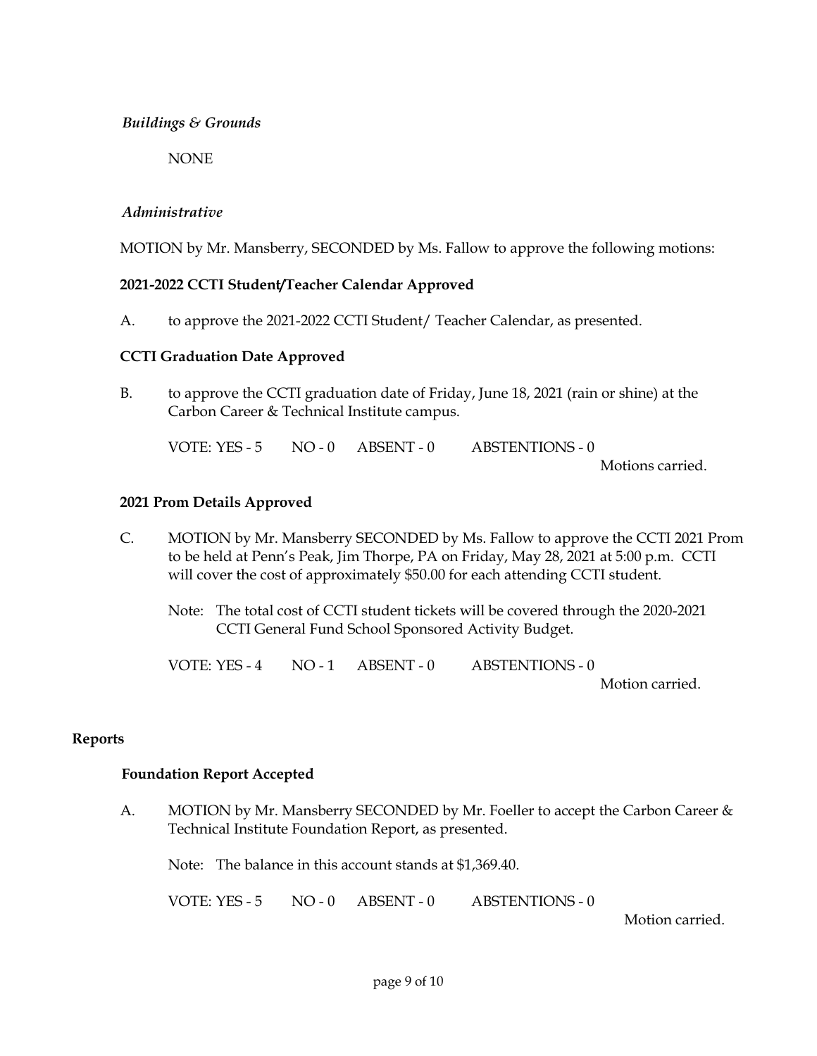*Buildings & Grounds*

NONE

*Administrative*

MOTION by Mr. Mansberry, SECONDED by Ms. Fallow to approve the following motions:

**2021-2022 CCTI Student/Teacher Calendar Approved**

A. to approve the 2021-2022 CCTI Student/ Teacher Calendar, as presented.

**CCTI Graduation Date Approved**

B. to approve the CCTI graduation date of Friday, June 18, 2021 (rain or shine) at the Carbon Career & Technical Institute campus.

VOTE: YES - 5 NO - 0 ABSENT - 0 ABSTENTIONS - 0

Motions carried.

**2021 Prom Details Approved**

C. MOTION by Mr. Mansberry SECONDED by Ms. Fallow to approve the CCTI 2021 Prom to be held at Penn's Peak, Jim Thorpe, PA on Friday, May 28, 2021 at 5:00 p.m. CCTI will cover the cost of approximately $50.00 for each attending CCTI student.

Note: The total cost of CCTI student tickets will be covered through the 2020-2021 CCTI General Fund School Sponsored Activity Budget.

VOTE: YES - 4 NO - 1 ABSENT - 0 ABSTENTIONS - 0

Motion carried.

## Reports

**Foundation Report Accepted**

A. MOTION by Mr. Mansberry SECONDED by Mr. Foeller to accept the Carbon Career & Technical Institute Foundation Report, as presented.

Note: The balance in this account stands at $1,369.40.

VOTE: YES - 5 NO - 0 ABSENT - 0 ABSTENTIONS - 0

Motion carried.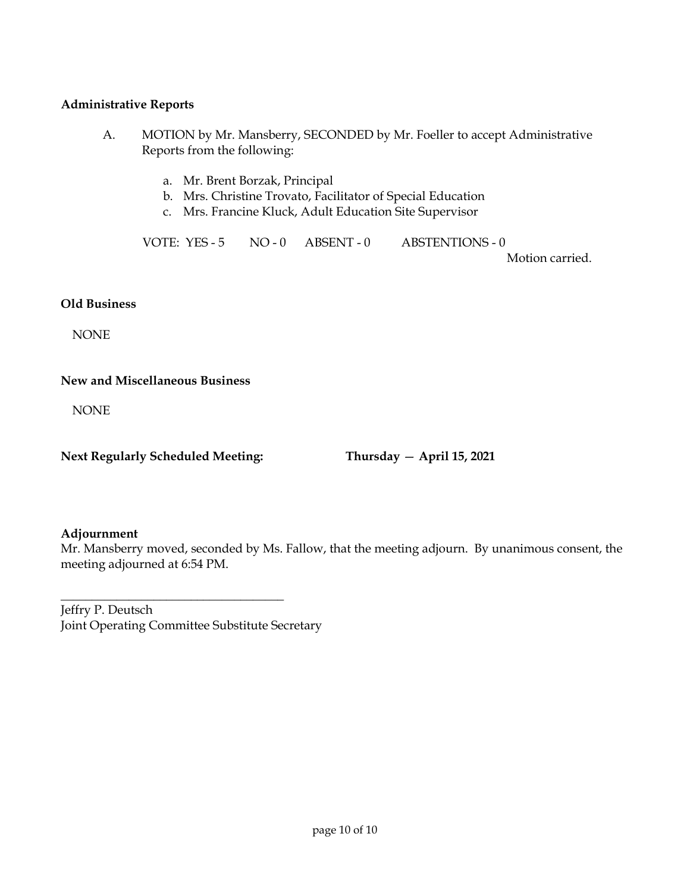**Administrative Reports**

A. MOTION by Mr. Mansberry, SECONDED by Mr. Foeller to accept Administrative Reports from the following:

  a. Mr. Brent Borzak, Principal
  b. Mrs. Christine Trovato, Facilitator of Special Education
  c. Mrs. Francine Kluck, Adult Education Site Supervisor

VOTE: YES - 5 NO - 0 ABSENT - 0 ABSTENTIONS - 0

Motion carried.

**Old Business**

NONE

**New and Miscellaneous Business**

NONE

**Next Regularly Scheduled Meeting:** **Thursday — April 15, 2021**

**Adjournment**

Mr. Mansberry moved, seconded by Ms. Fallow, that the meeting adjourn. By unanimous consent, the meeting adjourned at 6:54 PM.

\_\_\_\_\_\_\_\_\_\_\_\_\_\_\_\_\_\_\_\_\_\_\_\_\_\_\_\_\_\_\_\_\_\_\_\_

Jeffry P. Deutsch
Joint Operating Committee Substitute Secretary